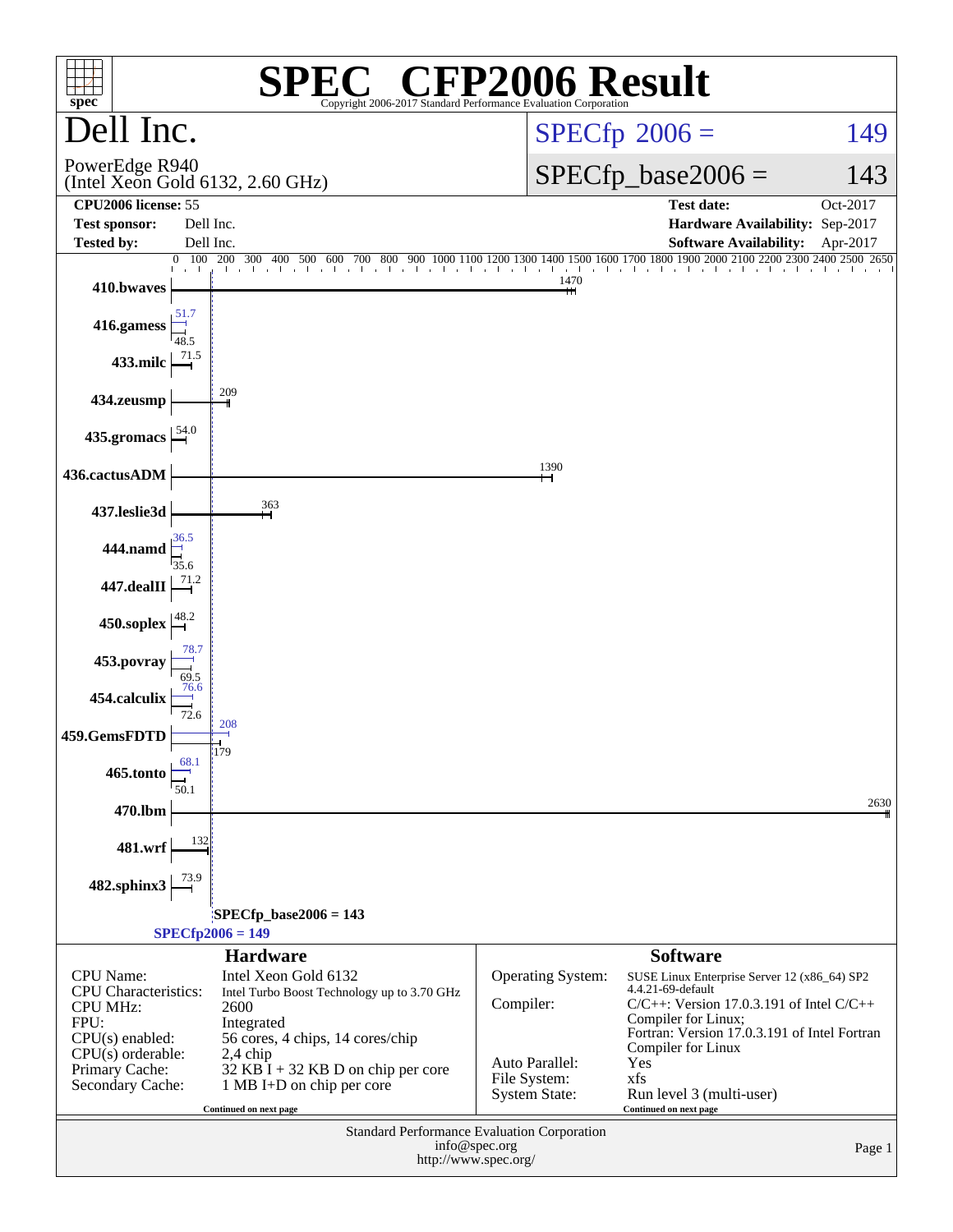# SPEC® CFP2006 Result

Copyright 2006-2017 Standard Performance Evaluation Corporation

## Dell Inc.

PowerEdge R940
(Intel Xeon Gold 6132, 2.60 GHz)

SPECfp 2006 = 149

SPECfp_base2006 = 143

| | | | |
|---|---|---|---|
| **CPU2006 license:** 55 | | **Test date:** | Oct-2017 |
| **Test sponsor:** | Dell Inc. | **Hardware Availability:** | Sep-2017 |
| **Tested by:** | Dell Inc. | **Software Availability:** | Apr-2017 |

| Benchmark | Peak | Base |
|---|---|---|
| 410.bwaves | | 1470 |
| 416.gamess | 51.7 | 48.5 |
| 433.milc | | 71.5 |
| 434.zeusmp | | 209 |
| 435.gromacs | | 54.0 |
| 436.cactusADM | | 1390 |
| 437.leslie3d | | 363 |
| 444.namd | 36.5 | 35.6 |
| 447.dealII | | 71.2 |
| 450.soplex | | 48.2 |
| 453.povray | 78.7 | 69.5 |
| 454.calculix | 76.6 | 72.6 |
| 459.GemsFDTD | 208 | 179 |
| 465.tonto | 68.1 | 50.1 |
| 470.lbm | | 2630 |
| 481.wrf | | 132 |
| 482.sphinx3 | | 73.9 |

SPECfp_base2006 = 143

SPECfp2006 = 149

### Hardware

| | |
|---|---|
| CPU Name: | Intel Xeon Gold 6132 |
| CPU Characteristics: | Intel Turbo Boost Technology up to 3.70 GHz |
| CPU MHz: | 2600 |
| FPU: | Integrated |
| CPU(s) enabled: | 56 cores, 4 chips, 14 cores/chip |
| CPU(s) orderable: | 2,4 chip |
| Primary Cache: | 32 KB I + 32 KB D on chip per core |
| Secondary Cache: | 1 MB I+D on chip per core |

Continued on next page

### Software

| | |
|---|---|
| Operating System: | SUSE Linux Enterprise Server 12 (x86_64) SP2 4.4.21-69-default |
| Compiler: | C/C++: Version 17.0.3.191 of Intel C/C++ Compiler for Linux; Fortran: Version 17.0.3.191 of Intel Fortran Compiler for Linux |
| Auto Parallel: | Yes |
| File System: | xfs |
| System State: | Run level 3 (multi-user) |

Continued on next page

Standard Performance Evaluation Corporation
info@spec.org
http://www.spec.org/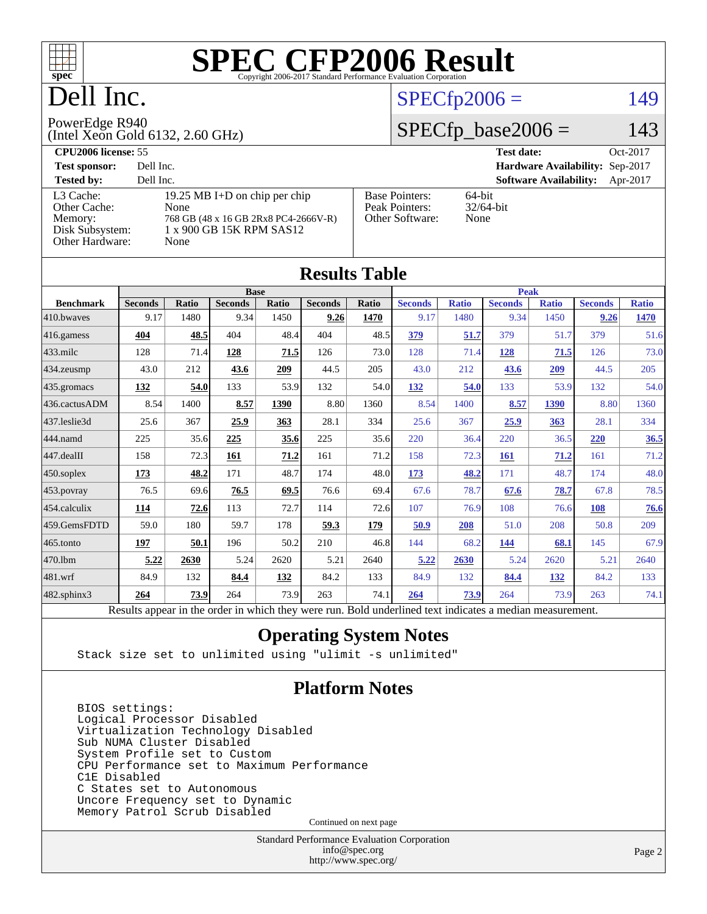# SPEC CFP2006 Result

Copyright 2006-2017 Standard Performance Evaluation Corporation

# Dell Inc.

PowerEdge R940
(Intel Xeon Gold 6132, 2.60 GHz)

SPECfp2006 = 149

SPECfp_base2006 = 143

**CPU2006 license:** 55
**Test sponsor:** Dell Inc.
**Tested by:** Dell Inc.

**Test date:** Oct-2017
**Hardware Availability:** Sep-2017
**Software Availability:** Apr-2017

| | |
|---|---|
| L3 Cache: | 19.25 MB I+D on chip per chip |
| Other Cache: | None |
| Memory: | 768 GB (48 x 16 GB 2Rx8 PC4-2666V-R) |
| Disk Subsystem: | 1 x 900 GB 15K RPM SAS12 |
| Other Hardware: | None |

| | |
|---|---|
| Base Pointers: | 64-bit |
| Peak Pointers: | 32/64-bit |
| Other Software: | None |

## Results Table

| Benchmark | Base | | | | | | Peak | | | | | |
|---|---|---|---|---|---|---|---|---|---|---|---|---|
| | Seconds | Ratio | Seconds | Ratio | Seconds | Ratio | Seconds | Ratio | Seconds | Ratio | Seconds | Ratio |
| 410.bwaves | 9.17 | 1480 | 9.34 | 1450 | **9.26** | **1470** | 9.17 | 1480 | 9.34 | 1450 | **9.26** | **1470** |
| 416.gamess | **404** | **48.5** | 404 | 48.4 | 404 | 48.5 | **379** | **51.7** | 379 | 51.7 | 379 | 51.6 |
| 433.milc | 128 | 71.4 | **128** | **71.5** | 126 | 73.0 | 128 | 71.4 | **128** | **71.5** | 126 | 73.0 |
| 434.zeusmp | 43.0 | 212 | **43.6** | **209** | 44.5 | 205 | 43.0 | 212 | **43.6** | **209** | 44.5 | 205 |
| 435.gromacs | **132** | **54.0** | 133 | 53.9 | 132 | 54.0 | **132** | **54.0** | 133 | 53.9 | 132 | 54.0 |
| 436.cactusADM | 8.54 | 1400 | **8.57** | **1390** | 8.80 | 1360 | 8.54 | 1400 | **8.57** | **1390** | 8.80 | 1360 |
| 437.leslie3d | 25.6 | 367 | **25.9** | **363** | 28.1 | 334 | 25.6 | 367 | **25.9** | **363** | 28.1 | 334 |
| 444.namd | 225 | 35.6 | **225** | **35.6** | 225 | 35.6 | 220 | 36.4 | 220 | 36.5 | **220** | **36.5** |
| 447.dealII | 158 | 72.3 | **161** | **71.2** | 161 | 71.2 | 158 | 72.3 | **161** | **71.2** | 161 | 71.2 |
| 450.soplex | **173** | **48.2** | 171 | 48.7 | 174 | 48.0 | **173** | **48.2** | 171 | 48.7 | 174 | 48.0 |
| 453.povray | 76.5 | 69.6 | **76.5** | **69.5** | 76.6 | 69.4 | 67.6 | 78.7 | **67.6** | **78.7** | 67.8 | 78.5 |
| 454.calculix | **114** | **72.6** | 113 | 72.7 | 114 | 72.6 | 107 | 76.9 | 108 | 76.6 | **108** | **76.6** |
| 459.GemsFDTD | 59.0 | 180 | 59.7 | 178 | **59.3** | **179** | **50.9** | **208** | 51.0 | 208 | 50.8 | 209 |
| 465.tonto | **197** | **50.1** | 196 | 50.2 | 210 | 46.8 | 144 | 68.2 | **144** | **68.1** | 145 | 67.9 |
| 470.lbm | **5.22** | **2630** | 5.24 | 2620 | 5.21 | 2640 | **5.22** | **2630** | 5.24 | 2620 | 5.21 | 2640 |
| 481.wrf | 84.9 | 132 | **84.4** | **132** | 84.2 | 133 | 84.9 | 132 | **84.4** | **132** | 84.2 | 133 |
| 482.sphinx3 | **264** | **73.9** | 264 | 73.9 | 263 | 74.1 | **264** | **73.9** | 264 | 73.9 | 263 | 74.1 |

Results appear in the order in which they were run. Bold underlined text indicates a median measurement.

## Operating System Notes

```
Stack size set to unlimited using "ulimit -s unlimited"
```

## Platform Notes

```
BIOS settings:
Logical Processor Disabled
Virtualization Technology Disabled
Sub NUMA Cluster Disabled
System Profile set to Custom
CPU Performance set to Maximum Performance
C1E Disabled
C States set to Autonomous
Uncore Frequency set to Dynamic
Memory Patrol Scrub Disabled
```

Continued on next page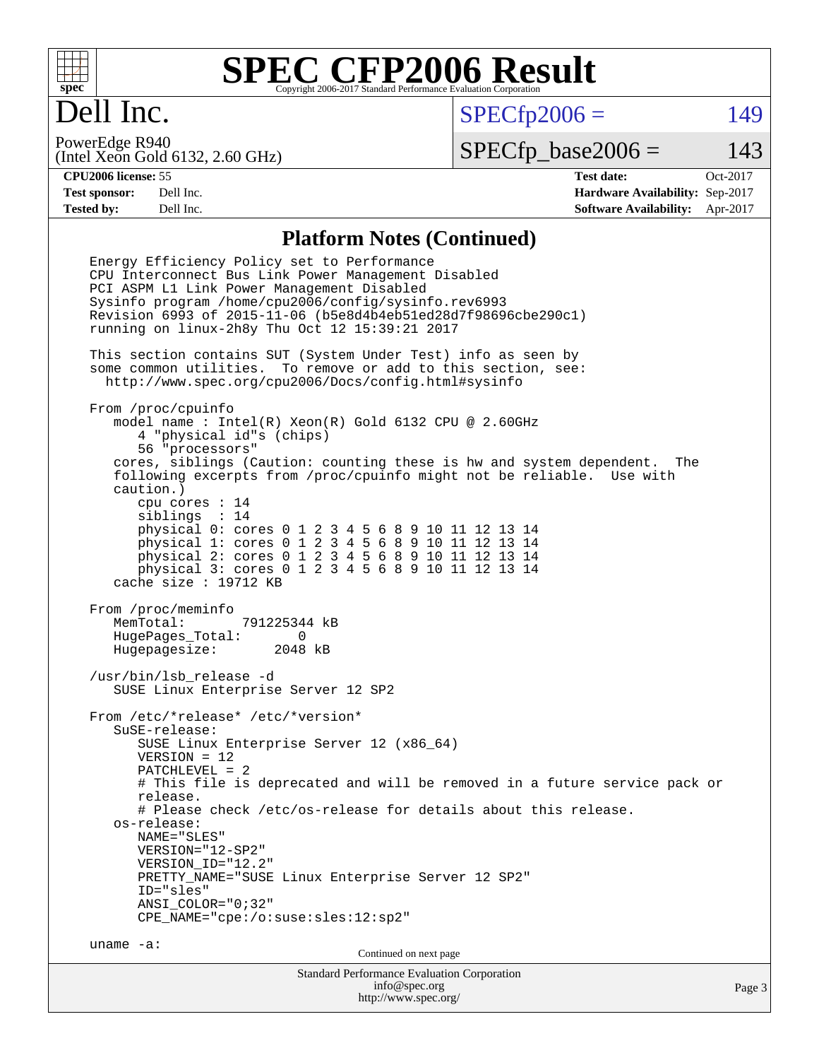# Dell Inc.

PowerEdge R940
(Intel Xeon Gold 6132, 2.60 GHz)

SPECfp2006 = 149

SPECfp_base2006 = 143

| | | | |
|---|---|---|---|
| **CPU2006 license:** 55 | | **Test date:** | Oct-2017 |
| **Test sponsor:** | Dell Inc. | **Hardware Availability:** | Sep-2017 |
| **Tested by:** | Dell Inc. | **Software Availability:** | Apr-2017 |

## Platform Notes (Continued)

```
Energy Efficiency Policy set to Performance
CPU Interconnect Bus Link Power Management Disabled
PCI ASPM L1 Link Power Management Disabled
Sysinfo program /home/cpu2006/config/sysinfo.rev6993
Revision 6993 of 2015-11-06 (b5e8d4b4eb51ed28d7f98696cbe290c1)
running on linux-2h8y Thu Oct 12 15:39:21 2017

This section contains SUT (System Under Test) info as seen by
some common utilities.  To remove or add to this section, see:
  http://www.spec.org/cpu2006/Docs/config.html#sysinfo

From /proc/cpuinfo
   model name : Intel(R) Xeon(R) Gold 6132 CPU @ 2.60GHz
      4 "physical id"s (chips)
      56 "processors"
   cores, siblings (Caution: counting these is hw and system dependent.  The
   following excerpts from /proc/cpuinfo might not be reliable.  Use with
   caution.)
      cpu cores : 14
      siblings  : 14
      physical 0: cores 0 1 2 3 4 5 6 8 9 10 11 12 13 14
      physical 1: cores 0 1 2 3 4 5 6 8 9 10 11 12 13 14
      physical 2: cores 0 1 2 3 4 5 6 8 9 10 11 12 13 14
      physical 3: cores 0 1 2 3 4 5 6 8 9 10 11 12 13 14
   cache size : 19712 KB

From /proc/meminfo
   MemTotal:       791225344 kB
   HugePages_Total:       0
   Hugepagesize:       2048 kB

/usr/bin/lsb_release -d
   SUSE Linux Enterprise Server 12 SP2

From /etc/*release* /etc/*version*
   SuSE-release:
      SUSE Linux Enterprise Server 12 (x86_64)
      VERSION = 12
      PATCHLEVEL = 2
      # This file is deprecated and will be removed in a future service pack or
      release.
      # Please check /etc/os-release for details about this release.
   os-release:
      NAME="SLES"
      VERSION="12-SP2"
      VERSION_ID="12.2"
      PRETTY_NAME="SUSE Linux Enterprise Server 12 SP2"
      ID="sles"
      ANSI_COLOR="0;32"
      CPE_NAME="cpe:/o:suse:sles:12:sp2"

uname -a:
```

Continued on next page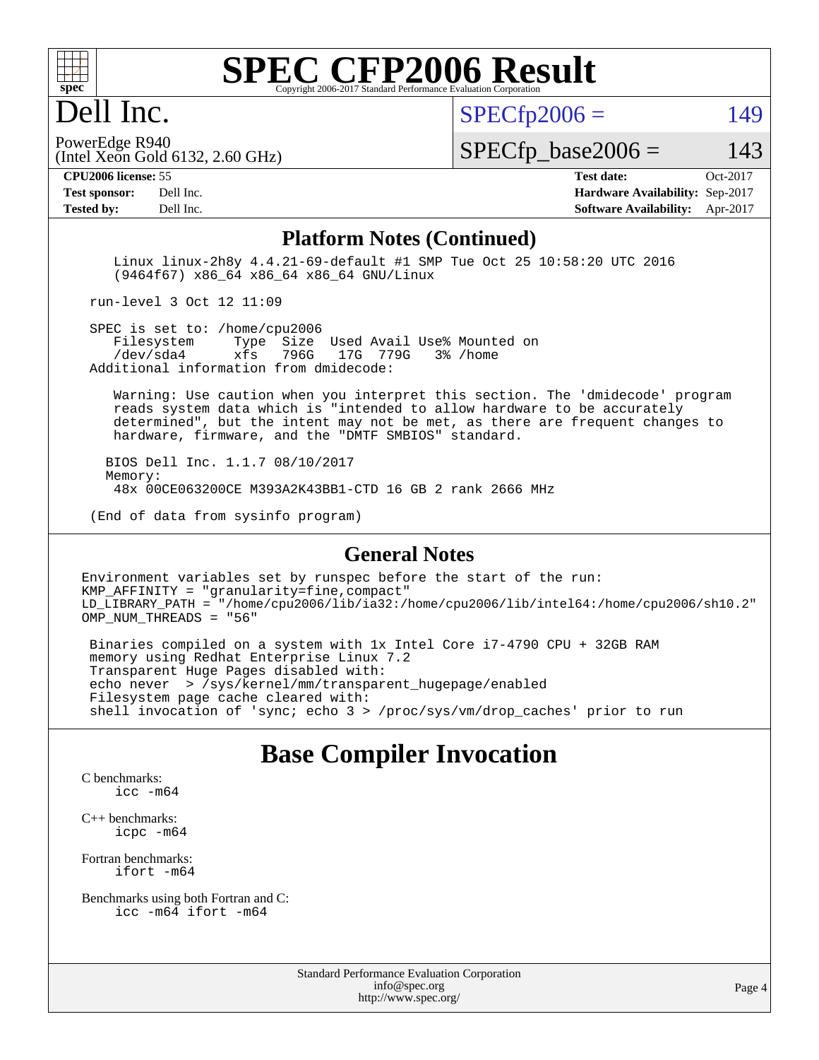# SPEC CFP2006 Result

Copyright 2006-2017 Standard Performance Evaluation Corporation

# Dell Inc.

PowerEdge R940
(Intel Xeon Gold 6132, 2.60 GHz)

SPECfp2006 = 149

SPECfp_base2006 = 143

**CPU2006 license:** 55
**Test sponsor:** Dell Inc.
**Tested by:** Dell Inc.

**Test date:** Oct-2017
**Hardware Availability:** Sep-2017
**Software Availability:** Apr-2017

## Platform Notes (Continued)

```
    Linux linux-2h8y 4.4.21-69-default #1 SMP Tue Oct 25 10:58:20 UTC 2016
    (9464f67) x86_64 x86_64 x86_64 GNU/Linux

 run-level 3 Oct 12 11:09

 SPEC is set to: /home/cpu2006
    Filesystem     Type  Size  Used Avail Use% Mounted on
    /dev/sda4      xfs   796G   17G  779G   3% /home
 Additional information from dmidecode:

    Warning: Use caution when you interpret this section. The 'dmidecode' program
    reads system data which is "intended to allow hardware to be accurately
    determined", but the intent may not be met, as there are frequent changes to
    hardware, firmware, and the "DMTF SMBIOS" standard.

   BIOS Dell Inc. 1.1.7 08/10/2017
   Memory:
    48x 00CE063200CE M393A2K43BB1-CTD 16 GB 2 rank 2666 MHz

 (End of data from sysinfo program)
```

## General Notes

```
Environment variables set by runspec before the start of the run:
KMP_AFFINITY = "granularity=fine,compact"
LD_LIBRARY_PATH = "/home/cpu2006/lib/ia32:/home/cpu2006/lib/intel64:/home/cpu2006/sh10.2"
OMP_NUM_THREADS = "56"

 Binaries compiled on a system with 1x Intel Core i7-4790 CPU + 32GB RAM
 memory using Redhat Enterprise Linux 7.2
 Transparent Huge Pages disabled with:
 echo never  > /sys/kernel/mm/transparent_hugepage/enabled
 Filesystem page cache cleared with:
 shell invocation of 'sync; echo 3 > /proc/sys/vm/drop_caches' prior to run
```

## Base Compiler Invocation

C benchmarks:
    icc -m64

C++ benchmarks:
    icpc -m64

Fortran benchmarks:
    ifort -m64

Benchmarks using both Fortran and C:
    icc -m64 ifort -m64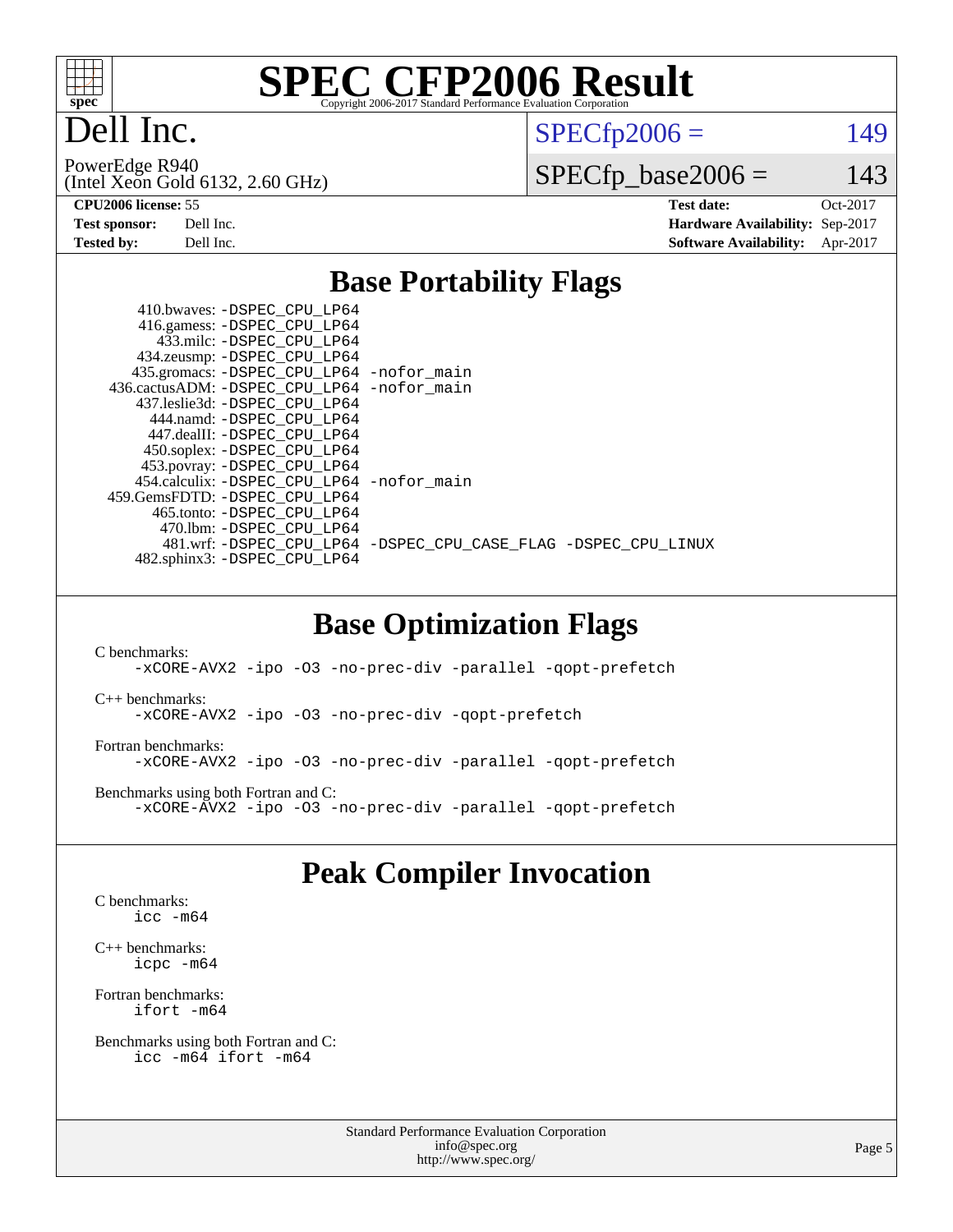# SPEC CFP2006 Result

Copyright 2006-2017 Standard Performance Evaluation Corporation

# Dell Inc.

PowerEdge R940
(Intel Xeon Gold 6132, 2.60 GHz)

SPECfp2006 = 149

SPECfp_base2006 = 143

| | | | |
|---|---|---|---|
| **CPU2006 license:** 55 | | **Test date:** | Oct-2017 |
| **Test sponsor:** | Dell Inc. | **Hardware Availability:** | Sep-2017 |
| **Tested by:** | Dell Inc. | **Software Availability:** | Apr-2017 |

## Base Portability Flags

410.bwaves: -DSPEC_CPU_LP64
416.gamess: -DSPEC_CPU_LP64
433.milc: -DSPEC_CPU_LP64
434.zeusmp: -DSPEC_CPU_LP64
435.gromacs: -DSPEC_CPU_LP64 -nofor_main
436.cactusADM: -DSPEC_CPU_LP64 -nofor_main
437.leslie3d: -DSPEC_CPU_LP64
444.namd: -DSPEC_CPU_LP64
447.dealII: -DSPEC_CPU_LP64
450.soplex: -DSPEC_CPU_LP64
453.povray: -DSPEC_CPU_LP64
454.calculix: -DSPEC_CPU_LP64 -nofor_main
459.GemsFDTD: -DSPEC_CPU_LP64
465.tonto: -DSPEC_CPU_LP64
470.lbm: -DSPEC_CPU_LP64
481.wrf: -DSPEC_CPU_LP64 -DSPEC_CPU_CASE_FLAG -DSPEC_CPU_LINUX
482.sphinx3: -DSPEC_CPU_LP64

## Base Optimization Flags

C benchmarks:
-xCORE-AVX2 -ipo -O3 -no-prec-div -parallel -qopt-prefetch

C++ benchmarks:
-xCORE-AVX2 -ipo -O3 -no-prec-div -qopt-prefetch

Fortran benchmarks:
-xCORE-AVX2 -ipo -O3 -no-prec-div -parallel -qopt-prefetch

Benchmarks using both Fortran and C:
-xCORE-AVX2 -ipo -O3 -no-prec-div -parallel -qopt-prefetch

## Peak Compiler Invocation

C benchmarks:
icc -m64

C++ benchmarks:
icpc -m64

Fortran benchmarks:
ifort -m64

Benchmarks using both Fortran and C:
icc -m64 ifort -m64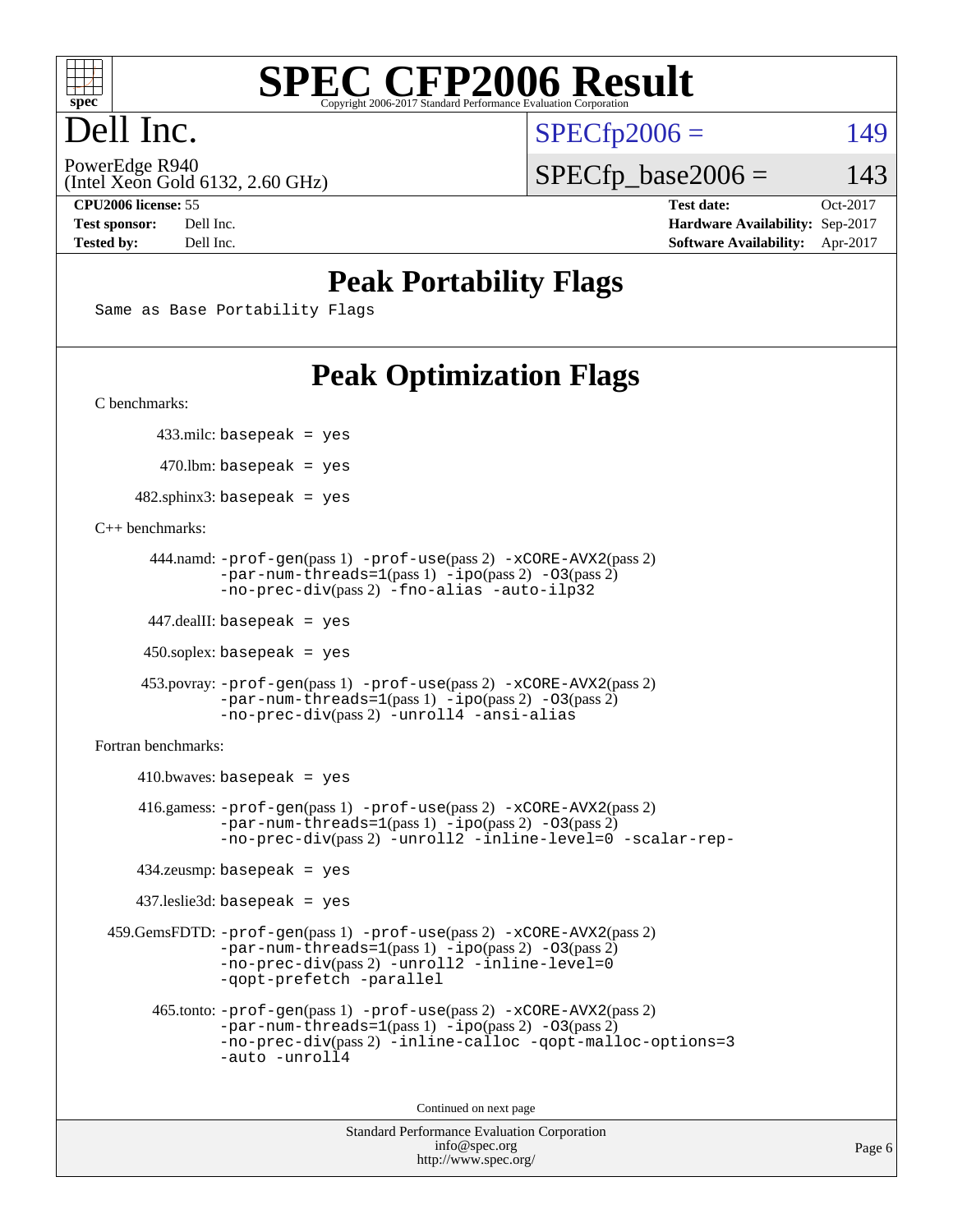# SPEC CFP2006 Result

Copyright 2006-2017 Standard Performance Evaluation Corporation

# Dell Inc.

PowerEdge R940
(Intel Xeon Gold 6132, 2.60 GHz)

| | |
|---|---|
| SPECfp2006 = | 149 |
| SPECfp_base2006 = | 143 |

| | | | |
|---|---|---|---|
| **CPU2006 license:** | 55 | **Test date:** | Oct-2017 |
| **Test sponsor:** | Dell Inc. | **Hardware Availability:** | Sep-2017 |
| **Tested by:** | Dell Inc. | **Software Availability:** | Apr-2017 |

## Peak Portability Flags

Same as Base Portability Flags

## Peak Optimization Flags

C benchmarks:

433.milc: basepeak = yes

470.lbm: basepeak = yes

482.sphinx3: basepeak = yes

C++ benchmarks:

444.namd: -prof-gen(pass 1) -prof-use(pass 2) -xCORE-AVX2(pass 2) -par-num-threads=1(pass 1) -ipo(pass 2) -O3(pass 2) -no-prec-div(pass 2) -fno-alias -auto-ilp32

447.dealII: basepeak = yes

450.soplex: basepeak = yes

453.povray: -prof-gen(pass 1) -prof-use(pass 2) -xCORE-AVX2(pass 2) -par-num-threads=1(pass 1) -ipo(pass 2) -O3(pass 2) -no-prec-div(pass 2) -unroll4 -ansi-alias

Fortran benchmarks:

410.bwaves: basepeak = yes

416.gamess: -prof-gen(pass 1) -prof-use(pass 2) -xCORE-AVX2(pass 2) -par-num-threads=1(pass 1) -ipo(pass 2) -O3(pass 2) -no-prec-div(pass 2) -unroll2 -inline-level=0 -scalar-rep-

434.zeusmp: basepeak = yes

437.leslie3d: basepeak = yes

459.GemsFDTD: -prof-gen(pass 1) -prof-use(pass 2) -xCORE-AVX2(pass 2) -par-num-threads=1(pass 1) -ipo(pass 2) -O3(pass 2) -no-prec-div(pass 2) -unroll2 -inline-level=0 -qopt-prefetch -parallel

465.tonto: -prof-gen(pass 1) -prof-use(pass 2) -xCORE-AVX2(pass 2) -par-num-threads=1(pass 1) -ipo(pass 2) -O3(pass 2) -no-prec-div(pass 2) -inline-calloc -qopt-malloc-options=3 -auto -unroll4

Continued on next page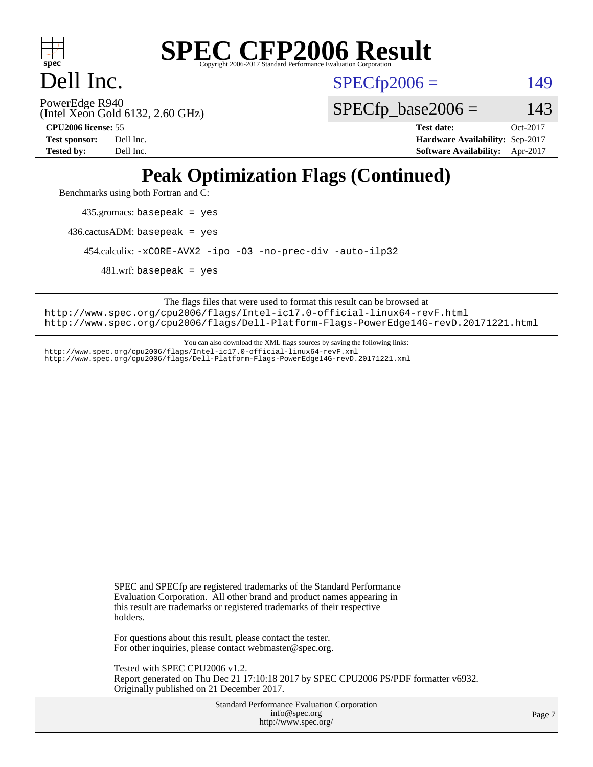# SPEC CFP2006 Result

Copyright 2006-2017 Standard Performance Evaluation Corporation

## Dell Inc.

PowerEdge R940
(Intel Xeon Gold 6132, 2.60 GHz)

SPECfp2006 = 149

SPECfp_base2006 = 143

**CPU2006 license:** 55
**Test sponsor:** Dell Inc.
**Tested by:** Dell Inc.

**Test date:** Oct-2017
**Hardware Availability:** Sep-2017
**Software Availability:** Apr-2017

## Peak Optimization Flags (Continued)

Benchmarks using both Fortran and C:

435.gromacs: `basepeak = yes`

436.cactusADM: `basepeak = yes`

454.calculix: `-xCORE-AVX2 -ipo -O3 -no-prec-div -auto-ilp32`

481.wrf: `basepeak = yes`

The flags files that were used to format this result can be browsed at
http://www.spec.org/cpu2006/flags/Intel-ic17.0-official-linux64-revF.html
http://www.spec.org/cpu2006/flags/Dell-Platform-Flags-PowerEdge14G-revD.20171221.html

You can also download the XML flags sources by saving the following links:
http://www.spec.org/cpu2006/flags/Intel-ic17.0-official-linux64-revF.xml
http://www.spec.org/cpu2006/flags/Dell-Platform-Flags-PowerEdge14G-revD.20171221.xml

SPEC and SPECfp are registered trademarks of the Standard Performance Evaluation Corporation. All other brand and product names appearing in this result are trademarks or registered trademarks of their respective holders.

For questions about this result, please contact the tester.
For other inquiries, please contact webmaster@spec.org.

Tested with SPEC CPU2006 v1.2.
Report generated on Thu Dec 21 17:10:18 2017 by SPEC CPU2006 PS/PDF formatter v6932.
Originally published on 21 December 2017.

Standard Performance Evaluation Corporation
info@spec.org
http://www.spec.org/